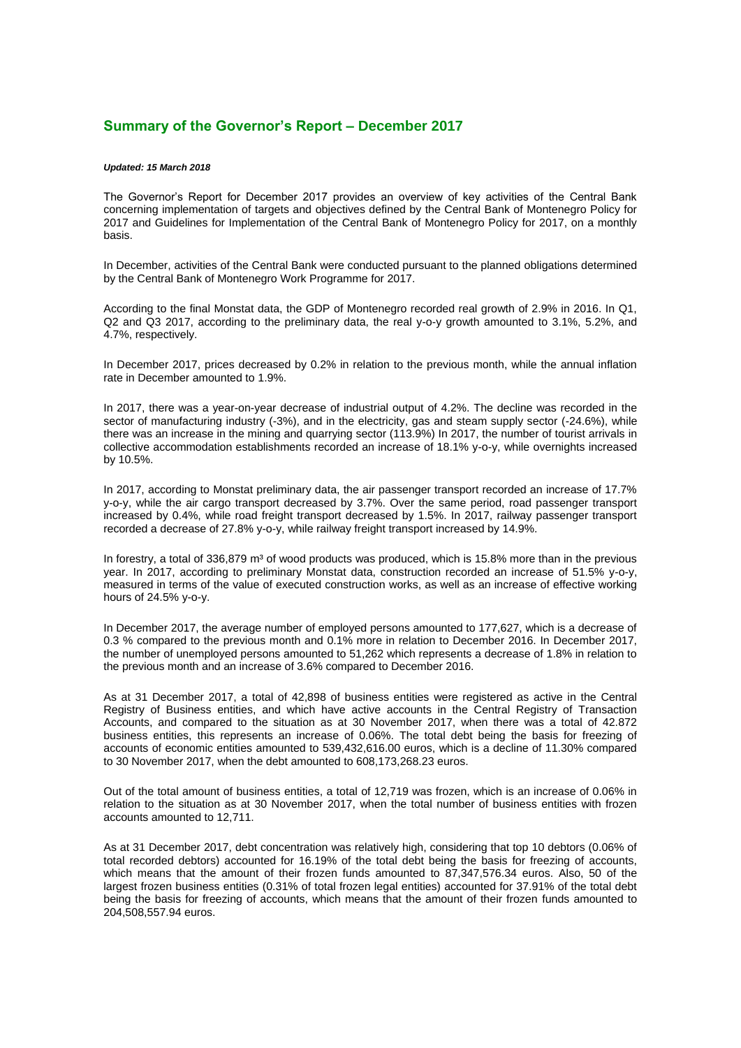## Summary of the Governor's Report – December 2017

***Updated: 15 March 2018***

The Governor's Report for December 2017 provides an overview of key activities of the Central Bank concerning implementation of targets and objectives defined by the Central Bank of Montenegro Policy for 2017 and Guidelines for Implementation of the Central Bank of Montenegro Policy for 2017, on a monthly basis.

In December, activities of the Central Bank were conducted pursuant to the planned obligations determined by the Central Bank of Montenegro Work Programme for 2017.

According to the final Monstat data, the GDP of Montenegro recorded real growth of 2.9% in 2016. In Q1, Q2 and Q3 2017, according to the preliminary data, the real y-o-y growth amounted to 3.1%, 5.2%, and 4.7%, respectively.

In December 2017, prices decreased by 0.2% in relation to the previous month, while the annual inflation rate in December amounted to 1.9%.

In 2017, there was a year-on-year decrease of industrial output of 4.2%. The decline was recorded in the sector of manufacturing industry (-3%), and in the electricity, gas and steam supply sector (-24.6%), while there was an increase in the mining and quarrying sector (113.9%) In 2017, the number of tourist arrivals in collective accommodation establishments recorded an increase of 18.1% y-o-y, while overnights increased by 10.5%.

In 2017, according to Monstat preliminary data, the air passenger transport recorded an increase of 17.7% y-o-y, while the air cargo transport decreased by 3.7%. Over the same period, road passenger transport increased by 0.4%, while road freight transport decreased by 1.5%. In 2017, railway passenger transport recorded a decrease of 27.8% y-o-y, while railway freight transport increased by 14.9%.

In forestry, a total of 336,879 $m^3$ of wood products was produced, which is 15.8% more than in the previous year. In 2017, according to preliminary Monstat data, construction recorded an increase of 51.5% y-o-y, measured in terms of the value of executed construction works, as well as an increase of effective working hours of 24.5% y-o-y.

In December 2017, the average number of employed persons amounted to 177,627, which is a decrease of 0.3 % compared to the previous month and 0.1% more in relation to December 2016. In December 2017, the number of unemployed persons amounted to 51,262 which represents a decrease of 1.8% in relation to the previous month and an increase of 3.6% compared to December 2016.

As at 31 December 2017, a total of 42,898 of business entities were registered as active in the Central Registry of Business entities, and which have active accounts in the Central Registry of Transaction Accounts, and compared to the situation as at 30 November 2017, when there was a total of 42.872 business entities, this represents an increase of 0.06%. The total debt being the basis for freezing of accounts of economic entities amounted to 539,432,616.00 euros, which is a decline of 11.30% compared to 30 November 2017, when the debt amounted to 608,173,268.23 euros.

Out of the total amount of business entities, a total of 12,719 was frozen, which is an increase of 0.06% in relation to the situation as at 30 November 2017, when the total number of business entities with frozen accounts amounted to 12,711.

As at 31 December 2017, debt concentration was relatively high, considering that top 10 debtors (0.06% of total recorded debtors) accounted for 16.19% of the total debt being the basis for freezing of accounts, which means that the amount of their frozen funds amounted to 87,347,576.34 euros. Also, 50 of the largest frozen business entities (0.31% of total frozen legal entities) accounted for 37.91% of the total debt being the basis for freezing of accounts, which means that the amount of their frozen funds amounted to 204,508,557.94 euros.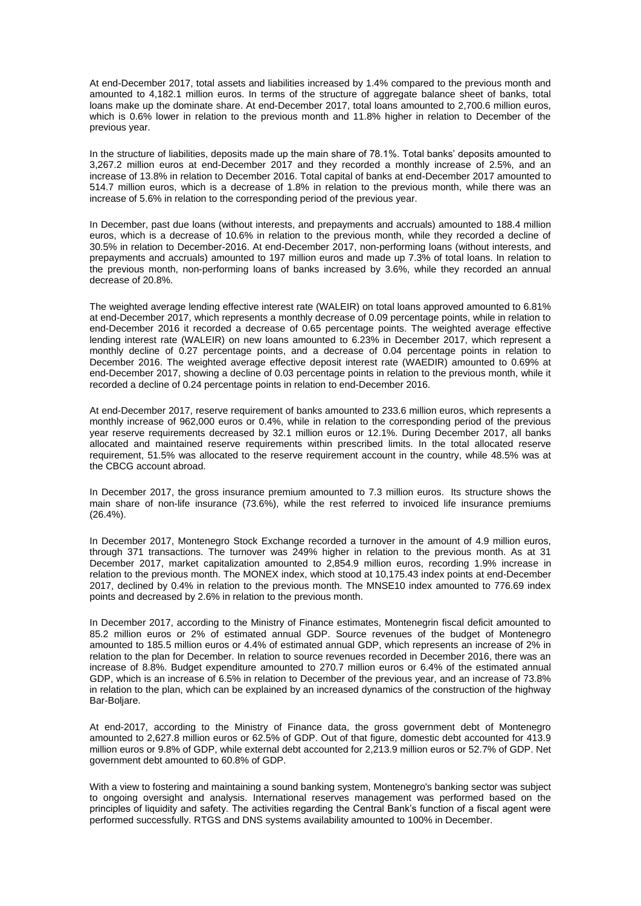At end-December 2017, total assets and liabilities increased by 1.4% compared to the previous month and amounted to 4,182.1 million euros. In terms of the structure of aggregate balance sheet of banks, total loans make up the dominate share. At end-December 2017, total loans amounted to 2,700.6 million euros, which is 0.6% lower in relation to the previous month and 11.8% higher in relation to December of the previous year.

In the structure of liabilities, deposits made up the main share of 78.1%. Total banks' deposits amounted to 3,267.2 million euros at end-December 2017 and they recorded a monthly increase of 2.5%, and an increase of 13.8% in relation to December 2016. Total capital of banks at end-December 2017 amounted to 514.7 million euros, which is a decrease of 1.8% in relation to the previous month, while there was an increase of 5.6% in relation to the corresponding period of the previous year.

In December, past due loans (without interests, and prepayments and accruals) amounted to 188.4 million euros, which is a decrease of 10.6% in relation to the previous month, while they recorded a decline of 30.5% in relation to December-2016. At end-December 2017, non-performing loans (without interests, and prepayments and accruals) amounted to 197 million euros and made up 7.3% of total loans. In relation to the previous month, non-performing loans of banks increased by 3.6%, while they recorded an annual decrease of 20.8%.

The weighted average lending effective interest rate (WALEIR) on total loans approved amounted to 6.81% at end-December 2017, which represents a monthly decrease of 0.09 percentage points, while in relation to end-December 2016 it recorded a decrease of 0.65 percentage points. The weighted average effective lending interest rate (WALEIR) on new loans amounted to 6.23% in December 2017, which represent a monthly decline of 0.27 percentage points, and a decrease of 0.04 percentage points in relation to December 2016. The weighted average effective deposit interest rate (WAEDIR) amounted to 0.69% at end-December 2017, showing a decline of 0.03 percentage points in relation to the previous month, while it recorded a decline of 0.24 percentage points in relation to end-December 2016.

At end-December 2017, reserve requirement of banks amounted to 233.6 million euros, which represents a monthly increase of 962,000 euros or 0.4%, while in relation to the corresponding period of the previous year reserve requirements decreased by 32.1 million euros or 12.1%. During December 2017, all banks allocated and maintained reserve requirements within prescribed limits. In the total allocated reserve requirement, 51.5% was allocated to the reserve requirement account in the country, while 48.5% was at the CBCG account abroad.

In December 2017, the gross insurance premium amounted to 7.3 million euros. Its structure shows the main share of non-life insurance (73.6%), while the rest referred to invoiced life insurance premiums (26.4%).

In December 2017, Montenegro Stock Exchange recorded a turnover in the amount of 4.9 million euros, through 371 transactions. The turnover was 249% higher in relation to the previous month. As at 31 December 2017, market capitalization amounted to 2,854.9 million euros, recording 1.9% increase in relation to the previous month. The MONEX index, which stood at 10,175.43 index points at end-December 2017, declined by 0.4% in relation to the previous month. The MNSE10 index amounted to 776.69 index points and decreased by 2.6% in relation to the previous month.

In December 2017, according to the Ministry of Finance estimates, Montenegrin fiscal deficit amounted to 85.2 million euros or 2% of estimated annual GDP. Source revenues of the budget of Montenegro amounted to 185.5 million euros or 4.4% of estimated annual GDP, which represents an increase of 2% in relation to the plan for December. In relation to source revenues recorded in December 2016, there was an increase of 8.8%. Budget expenditure amounted to 270.7 million euros or 6.4% of the estimated annual GDP, which is an increase of 6.5% in relation to December of the previous year, and an increase of 73.8% in relation to the plan, which can be explained by an increased dynamics of the construction of the highway Bar-Boljare.

At end-2017, according to the Ministry of Finance data, the gross government debt of Montenegro amounted to 2,627.8 million euros or 62.5% of GDP. Out of that figure, domestic debt accounted for 413.9 million euros or 9.8% of GDP, while external debt accounted for 2,213.9 million euros or 52.7% of GDP. Net government debt amounted to 60.8% of GDP.

With a view to fostering and maintaining a sound banking system, Montenegro's banking sector was subject to ongoing oversight and analysis. International reserves management was performed based on the principles of liquidity and safety. The activities regarding the Central Bank's function of a fiscal agent were performed successfully. RTGS and DNS systems availability amounted to 100% in December.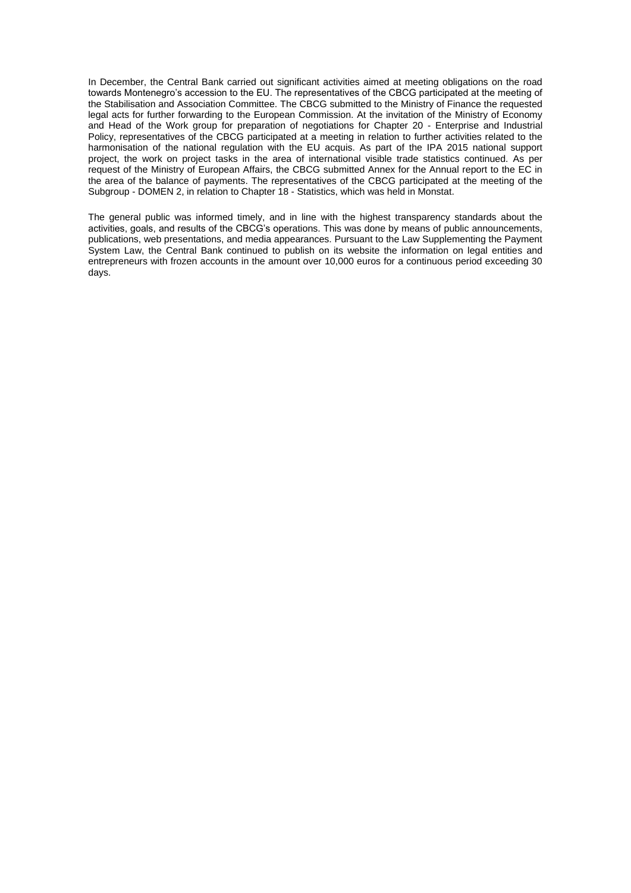In December, the Central Bank carried out significant activities aimed at meeting obligations on the road towards Montenegro's accession to the EU. The representatives of the CBCG participated at the meeting of the Stabilisation and Association Committee. The CBCG submitted to the Ministry of Finance the requested legal acts for further forwarding to the European Commission. At the invitation of the Ministry of Economy and Head of the Work group for preparation of negotiations for Chapter 20 - Enterprise and Industrial Policy, representatives of the CBCG participated at a meeting in relation to further activities related to the harmonisation of the national regulation with the EU acquis. As part of the IPA 2015 national support project, the work on project tasks in the area of international visible trade statistics continued. As per request of the Ministry of European Affairs, the CBCG submitted Annex for the Annual report to the EC in the area of the balance of payments. The representatives of the CBCG participated at the meeting of the Subgroup - DOMEN 2, in relation to Chapter 18 - Statistics, which was held in Monstat.

The general public was informed timely, and in line with the highest transparency standards about the activities, goals, and results of the CBCG's operations. This was done by means of public announcements, publications, web presentations, and media appearances. Pursuant to the Law Supplementing the Payment System Law, the Central Bank continued to publish on its website the information on legal entities and entrepreneurs with frozen accounts in the amount over 10,000 euros for a continuous period exceeding 30 days.